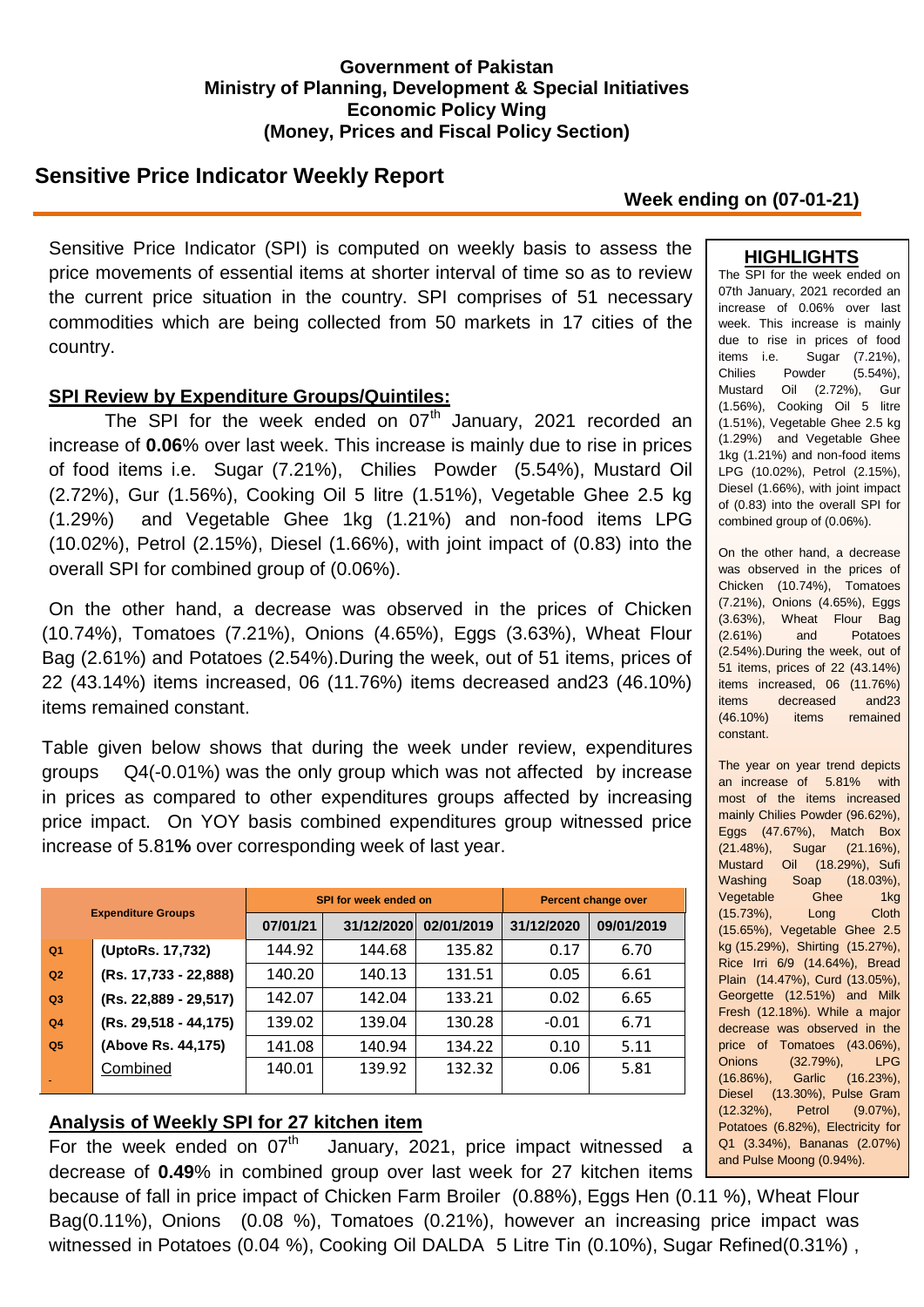**Government of Pakistan**
**Ministry of Planning, Development & Special Initiatives**
**Economic Policy Wing**
**(Money, Prices and Fiscal Policy Section)**

# Sensitive Price Indicator Weekly Report

**Week ending on (07-01-21)**

Sensitive Price Indicator (SPI) is computed on weekly basis to assess the price movements of essential items at shorter interval of time so as to review the current price situation in the country. SPI comprises of 51 necessary commodities which are being collected from 50 markets in 17 cities of the country.

## SPI Review by Expenditure Groups/Quintiles:

The SPI for the week ended on 07th January, 2021 recorded an increase of **0.06**% over last week. This increase is mainly due to rise in prices of food items i.e. Sugar (7.21%), Chilies Powder (5.54%), Mustard Oil (2.72%), Gur (1.56%), Cooking Oil 5 litre (1.51%), Vegetable Ghee 2.5 kg (1.29%) and Vegetable Ghee 1kg (1.21%) and non-food items LPG (10.02%), Petrol (2.15%), Diesel (1.66%), with joint impact of (0.83) into the overall SPI for combined group of (0.06%).

On the other hand, a decrease was observed in the prices of Chicken (10.74%), Tomatoes (7.21%), Onions (4.65%), Eggs (3.63%), Wheat Flour Bag (2.61%) and Potatoes (2.54%).During the week, out of 51 items, prices of 22 (43.14%) items increased, 06 (11.76%) items decreased and23 (46.10%) items remained constant.

Table given below shows that during the week under review, expenditures groups Q4(-0.01%) was the only group which was not affected by increase in prices as compared to other expenditures groups affected by increasing price impact. On YOY basis combined expenditures group witnessed price increase of 5.81**%** over corresponding week of last year.

| Expenditure Groups | | SPI for week ended on | | | Percent change over | |
|---|---|---|---|---|---|---|
| | | 07/01/21 | 31/12/2020 | 02/01/2019 | 31/12/2020 | 09/01/2019 |
| Q1 | (UptoRs. 17,732) | 144.92 | 144.68 | 135.82 | 0.17 | 6.70 |
| Q2 | (Rs. 17,733 - 22,888) | 140.20 | 140.13 | 131.51 | 0.05 | 6.61 |
| Q3 | (Rs. 22,889 - 29,517) | 142.07 | 142.04 | 133.21 | 0.02 | 6.65 |
| Q4 | (Rs. 29,518 - 44,175) | 139.02 | 139.04 | 130.28 | -0.01 | 6.71 |
| Q5 | (Above Rs. 44,175) | 141.08 | 140.94 | 134.22 | 0.10 | 5.11 |
| | Combined | 140.01 | 139.92 | 132.32 | 0.06 | 5.81 |

## Analysis of Weekly SPI for 27 kitchen item

For the week ended on 07th January, 2021, price impact witnessed a decrease of **0.49**% in combined group over last week for 27 kitchen items because of fall in price impact of Chicken Farm Broiler (0.88%), Eggs Hen (0.11 %), Wheat Flour Bag(0.11%), Onions (0.08 %), Tomatoes (0.21%), however an increasing price impact was witnessed in Potatoes (0.04 %), Cooking Oil DALDA 5 Litre Tin (0.10%), Sugar Refined(0.31%) ,

## HIGHLIGHTS

The SPI for the week ended on 07th January, 2021 recorded an increase of 0.06% over last week. This increase is mainly due to rise in prices of food items i.e. Sugar (7.21%), Chilies Powder (5.54%), Mustard Oil (2.72%), Gur (1.56%), Cooking Oil 5 litre (1.51%), Vegetable Ghee 2.5 kg (1.29%) and Vegetable Ghee 1kg (1.21%) and non-food items LPG (10.02%), Petrol (2.15%), Diesel (1.66%), with joint impact of (0.83) into the overall SPI for combined group of (0.06%).

On the other hand, a decrease was observed in the prices of Chicken (10.74%), Tomatoes (7.21%), Onions (4.65%), Eggs (3.63%), Wheat Flour Bag (2.61%) and Potatoes (2.54%).During the week, out of 51 items, prices of 22 (43.14%) items increased, 06 (11.76%) items decreased and23 (46.10%) items remained constant.

The year on year trend depicts an increase of 5.81% with most of the items increased mainly Chilies Powder (96.62%), Eggs (47.67%), Match Box (21.48%), Sugar (21.16%), Mustard Oil (18.29%), Sufi Washing Soap (18.03%), Vegetable Ghee 1kg (15.73%), Long Cloth (15.65%), Vegetable Ghee 2.5 kg (15.29%), Shirting (15.27%), Rice Irri 6/9 (14.64%), Bread Plain (14.47%), Curd (13.05%), Georgette (12.51%) and Milk Fresh (12.18%). While a major decrease was observed in the price of Tomatoes (43.06%), Onions (32.79%), LPG (16.86%), Garlic (16.23%), Diesel (13.30%), Pulse Gram (12.32%), Petrol (9.07%), Potatoes (6.82%), Electricity for Q1 (3.34%), Bananas (2.07%) and Pulse Moong (0.94%).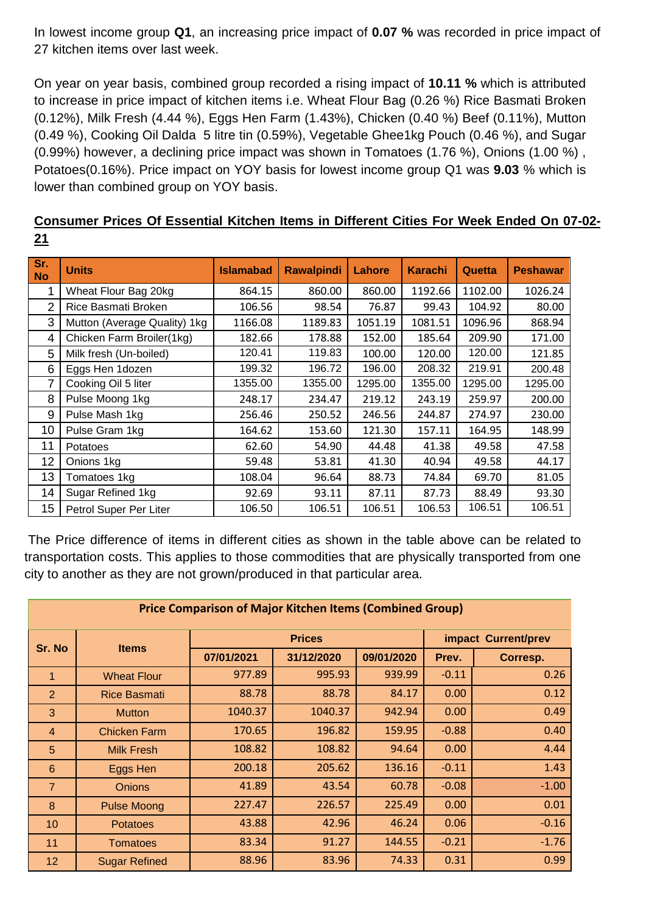In lowest income group **Q1**, an increasing price impact of **0.07 %** was recorded in price impact of 27 kitchen items over last week.

On year on year basis, combined group recorded a rising impact of **10.11 %** which is attributed to increase in price impact of kitchen items i.e. Wheat Flour Bag (0.26 %) Rice Basmati Broken (0.12%), Milk Fresh (4.44 %), Eggs Hen Farm (1.43%), Chicken (0.40 %) Beef (0.11%), Mutton (0.49 %), Cooking Oil Dalda 5 litre tin (0.59%), Vegetable Ghee1kg Pouch (0.46 %), and Sugar (0.99%) however, a declining price impact was shown in Tomatoes (1.76 %), Onions (1.00 %) , Potatoes(0.16%). Price impact on YOY basis for lowest income group Q1 was **9.03** % which is lower than combined group on YOY basis.

**Consumer Prices Of Essential Kitchen Items in Different Cities For Week Ended On 07-02-21**

| Sr. No | Units | Islamabad | Rawalpindi | Lahore | Karachi | Quetta | Peshawar |
|---|---|---|---|---|---|---|---|
| 1 | Wheat Flour Bag 20kg | 864.15 | 860.00 | 860.00 | 1192.66 | 1102.00 | 1026.24 |
| 2 | Rice Basmati Broken | 106.56 | 98.54 | 76.87 | 99.43 | 104.92 | 80.00 |
| 3 | Mutton (Average Quality) 1kg | 1166.08 | 1189.83 | 1051.19 | 1081.51 | 1096.96 | 868.94 |
| 4 | Chicken Farm Broiler(1kg) | 182.66 | 178.88 | 152.00 | 185.64 | 209.90 | 171.00 |
| 5 | Milk fresh (Un-boiled) | 120.41 | 119.83 | 100.00 | 120.00 | 120.00 | 121.85 |
| 6 | Eggs Hen 1dozen | 199.32 | 196.72 | 196.00 | 208.32 | 219.91 | 200.48 |
| 7 | Cooking Oil 5 liter | 1355.00 | 1355.00 | 1295.00 | 1355.00 | 1295.00 | 1295.00 |
| 8 | Pulse Moong 1kg | 248.17 | 234.47 | 219.12 | 243.19 | 259.97 | 200.00 |
| 9 | Pulse Mash 1kg | 256.46 | 250.52 | 246.56 | 244.87 | 274.97 | 230.00 |
| 10 | Pulse Gram 1kg | 164.62 | 153.60 | 121.30 | 157.11 | 164.95 | 148.99 |
| 11 | Potatoes | 62.60 | 54.90 | 44.48 | 41.38 | 49.58 | 47.58 |
| 12 | Onions 1kg | 59.48 | 53.81 | 41.30 | 40.94 | 49.58 | 44.17 |
| 13 | Tomatoes 1kg | 108.04 | 96.64 | 88.73 | 74.84 | 69.70 | 81.05 |
| 14 | Sugar Refined 1kg | 92.69 | 93.11 | 87.11 | 87.73 | 88.49 | 93.30 |
| 15 | Petrol Super Per Liter | 106.50 | 106.51 | 106.51 | 106.53 | 106.51 | 106.51 |

The Price difference of items in different cities as shown in the table above can be related to transportation costs. This applies to those commodities that are physically transported from one city to another as they are not grown/produced in that particular area.

**Price Comparison of Major Kitchen Items (Combined Group)**

| Sr. No | Items | Prices | | | impact Current/prev | |
|---|---|---|---|---|---|---|
| | | 07/01/2021 | 31/12/2020 | 09/01/2020 | Prev. | Corresp. |
| 1 | Wheat Flour | 977.89 | 995.93 | 939.99 | -0.11 | 0.26 |
| 2 | Rice Basmati | 88.78 | 88.78 | 84.17 | 0.00 | 0.12 |
| 3 | Mutton | 1040.37 | 1040.37 | 942.94 | 0.00 | 0.49 |
| 4 | Chicken Farm | 170.65 | 196.82 | 159.95 | -0.88 | 0.40 |
| 5 | Milk Fresh | 108.82 | 108.82 | 94.64 | 0.00 | 4.44 |
| 6 | Eggs Hen | 200.18 | 205.62 | 136.16 | -0.11 | 1.43 |
| 7 | Onions | 41.89 | 43.54 | 60.78 | -0.08 | -1.00 |
| 8 | Pulse Moong | 227.47 | 226.57 | 225.49 | 0.00 | 0.01 |
| 10 | Potatoes | 43.88 | 42.96 | 46.24 | 0.06 | -0.16 |
| 11 | Tomatoes | 83.34 | 91.27 | 144.55 | -0.21 | -1.76 |
| 12 | Sugar Refined | 88.96 | 83.96 | 74.33 | 0.31 | 0.99 |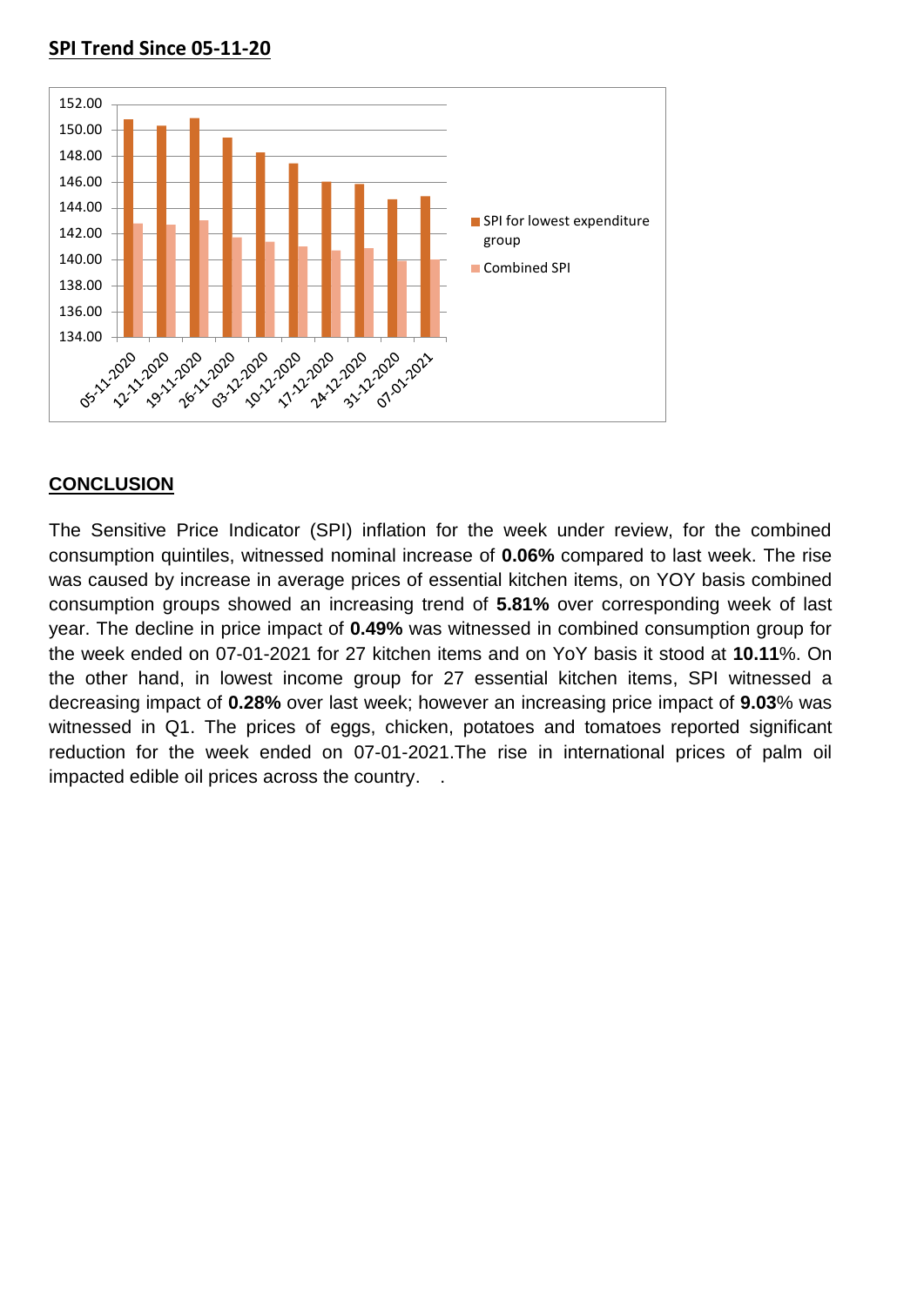## SPI Trend Since 05-11-20

152.00
150.00
148.00
146.00
144.00
142.00
140.00
138.00
136.00
134.00

05-11-2020
12-11-2020
19-11-2020
26-11-2020
03-12-2020
10-12-2020
17-12-2020
24-12-2020
31-12-2020
07-01-2021

SPI for lowest expenditure group
Combined SPI

## CONCLUSION

The Sensitive Price Indicator (SPI) inflation for the week under review, for the combined consumption quintiles, witnessed nominal increase of **0.06%** compared to last week. The rise was caused by increase in average prices of essential kitchen items, on YOY basis combined consumption groups showed an increasing trend of **5.81%** over corresponding week of last year. The decline in price impact of **0.49%** was witnessed in combined consumption group for the week ended on 07-01-2021 for 27 kitchen items and on YoY basis it stood at **10.11**%. On the other hand, in lowest income group for 27 essential kitchen items, SPI witnessed a decreasing impact of **0.28%** over last week; however an increasing price impact of **9.03**% was witnessed in Q1. The prices of eggs, chicken, potatoes and tomatoes reported significant reduction for the week ended on 07-01-2021.The rise in international prices of palm oil impacted edible oil prices across the country. .